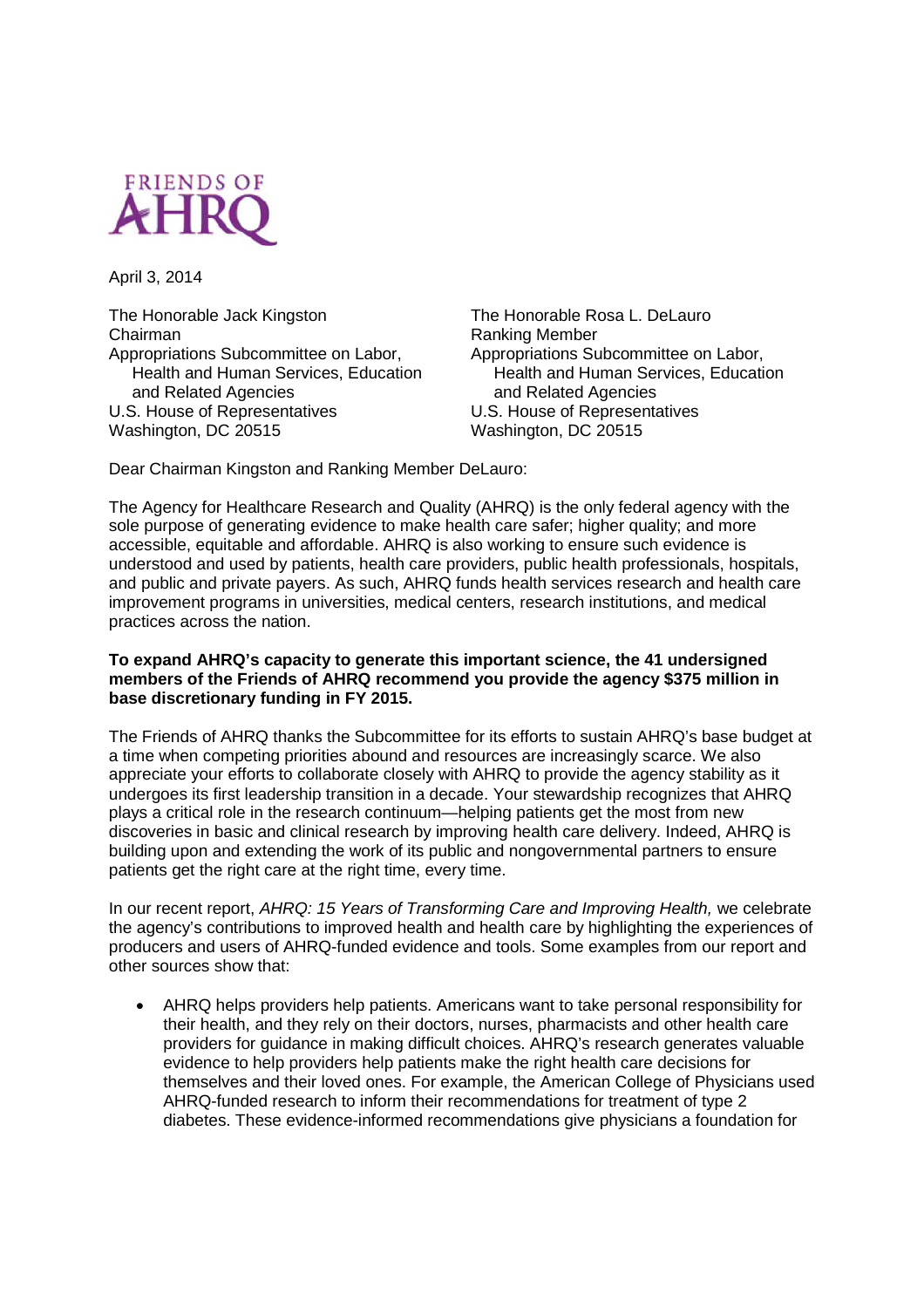FRIENDS OF AHRQ

April 3, 2014

The Honorable Jack Kingston
Chairman
Appropriations Subcommittee on Labor, Health and Human Services, Education and Related Agencies
U.S. House of Representatives
Washington, DC 20515

The Honorable Rosa L. DeLauro
Ranking Member
Appropriations Subcommittee on Labor, Health and Human Services, Education and Related Agencies
U.S. House of Representatives
Washington, DC 20515

Dear Chairman Kingston and Ranking Member DeLauro:

The Agency for Healthcare Research and Quality (AHRQ) is the only federal agency with the sole purpose of generating evidence to make health care safer; higher quality; and more accessible, equitable and affordable. AHRQ is also working to ensure such evidence is understood and used by patients, health care providers, public health professionals, hospitals, and public and private payers. As such, AHRQ funds health services research and health care improvement programs in universities, medical centers, research institutions, and medical practices across the nation.

**To expand AHRQ's capacity to generate this important science, the 41 undersigned members of the Friends of AHRQ recommend you provide the agency $375 million in base discretionary funding in FY 2015.**

The Friends of AHRQ thanks the Subcommittee for its efforts to sustain AHRQ's base budget at a time when competing priorities abound and resources are increasingly scarce. We also appreciate your efforts to collaborate closely with AHRQ to provide the agency stability as it undergoes its first leadership transition in a decade. Your stewardship recognizes that AHRQ plays a critical role in the research continuum—helping patients get the most from new discoveries in basic and clinical research by improving health care delivery. Indeed, AHRQ is building upon and extending the work of its public and nongovernmental partners to ensure patients get the right care at the right time, every time.

In our recent report, *AHRQ: 15 Years of Transforming Care and Improving Health,* we celebrate the agency's contributions to improved health and health care by highlighting the experiences of producers and users of AHRQ-funded evidence and tools. Some examples from our report and other sources show that:

- AHRQ helps providers help patients. Americans want to take personal responsibility for their health, and they rely on their doctors, nurses, pharmacists and other health care providers for guidance in making difficult choices. AHRQ's research generates valuable evidence to help providers help patients make the right health care decisions for themselves and their loved ones. For example, the American College of Physicians used AHRQ-funded research to inform their recommendations for treatment of type 2 diabetes. These evidence-informed recommendations give physicians a foundation for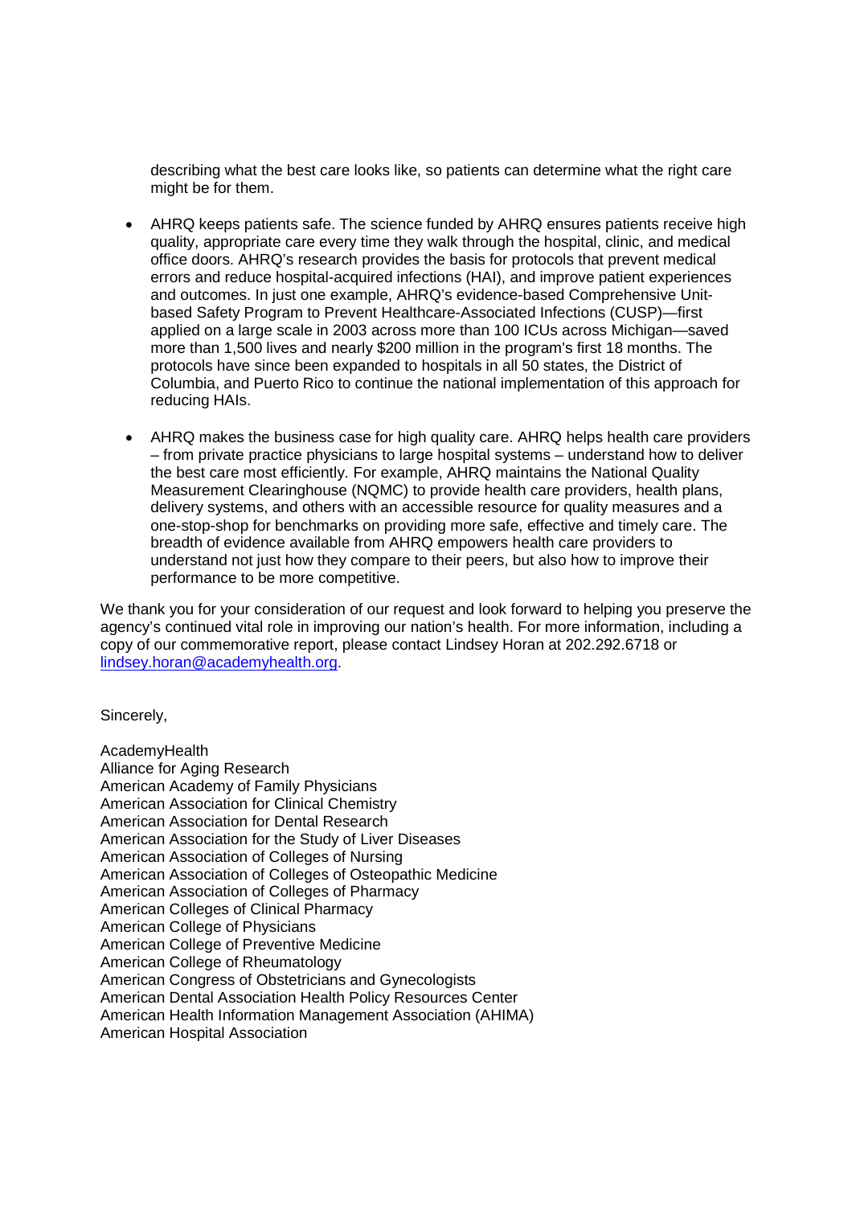describing what the best care looks like, so patients can determine what the right care might be for them.

- AHRQ keeps patients safe. The science funded by AHRQ ensures patients receive high quality, appropriate care every time they walk through the hospital, clinic, and medical office doors. AHRQ's research provides the basis for protocols that prevent medical errors and reduce hospital-acquired infections (HAI), and improve patient experiences and outcomes. In just one example, AHRQ's evidence-based Comprehensive Unit-based Safety Program to Prevent Healthcare-Associated Infections (CUSP)—first applied on a large scale in 2003 across more than 100 ICUs across Michigan—saved more than 1,500 lives and nearly $200 million in the program's first 18 months. The protocols have since been expanded to hospitals in all 50 states, the District of Columbia, and Puerto Rico to continue the national implementation of this approach for reducing HAIs.

- AHRQ makes the business case for high quality care. AHRQ helps health care providers – from private practice physicians to large hospital systems – understand how to deliver the best care most efficiently. For example, AHRQ maintains the National Quality Measurement Clearinghouse (NQMC) to provide health care providers, health plans, delivery systems, and others with an accessible resource for quality measures and a one-stop-shop for benchmarks on providing more safe, effective and timely care. The breadth of evidence available from AHRQ empowers health care providers to understand not just how they compare to their peers, but also how to improve their performance to be more competitive.

We thank you for your consideration of our request and look forward to helping you preserve the agency's continued vital role in improving our nation's health. For more information, including a copy of our commemorative report, please contact Lindsey Horan at 202.292.6718 or lindsey.horan@academyhealth.org.

Sincerely,

AcademyHealth
Alliance for Aging Research
American Academy of Family Physicians
American Association for Clinical Chemistry
American Association for Dental Research
American Association for the Study of Liver Diseases
American Association of Colleges of Nursing
American Association of Colleges of Osteopathic Medicine
American Association of Colleges of Pharmacy
American Colleges of Clinical Pharmacy
American College of Physicians
American College of Preventive Medicine
American College of Rheumatology
American Congress of Obstetricians and Gynecologists
American Dental Association Health Policy Resources Center
American Health Information Management Association (AHIMA)
American Hospital Association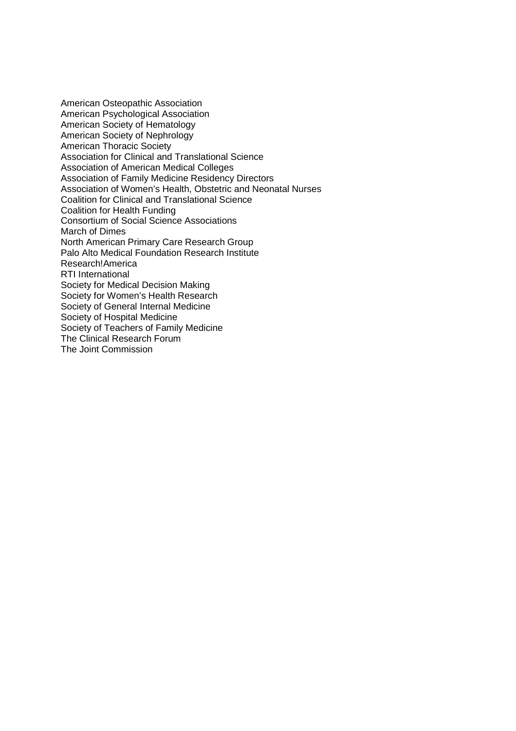American Osteopathic Association
American Psychological Association
American Society of Hematology
American Society of Nephrology
American Thoracic Society
Association for Clinical and Translational Science
Association of American Medical Colleges
Association of Family Medicine Residency Directors
Association of Women's Health, Obstetric and Neonatal Nurses
Coalition for Clinical and Translational Science
Coalition for Health Funding
Consortium of Social Science Associations
March of Dimes
North American Primary Care Research Group
Palo Alto Medical Foundation Research Institute
Research!America
RTI International
Society for Medical Decision Making
Society for Women's Health Research
Society of General Internal Medicine
Society of Hospital Medicine
Society of Teachers of Family Medicine
The Clinical Research Forum
The Joint Commission